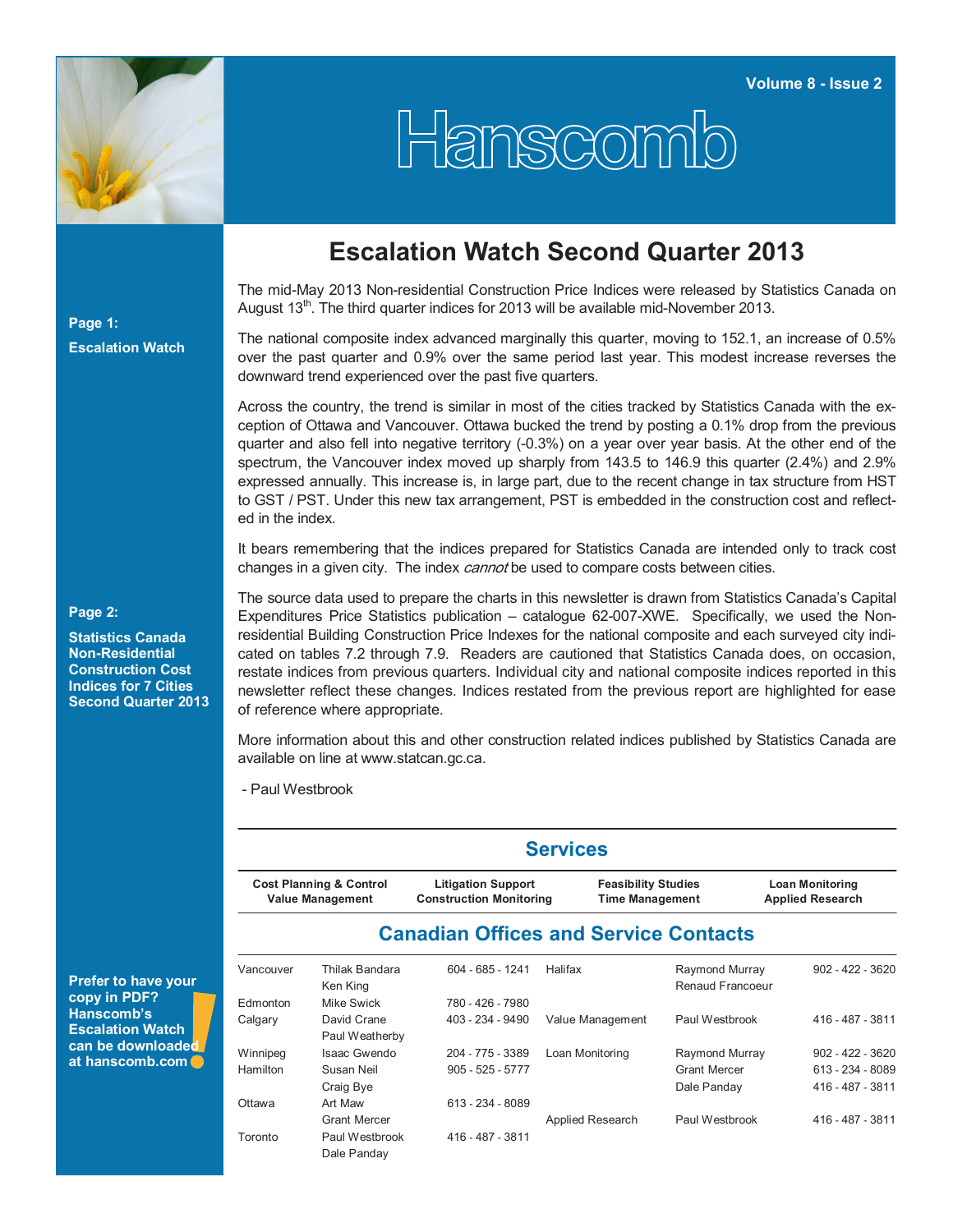# Hanscomb

Volume 8 - Issue 2

**Page 1:**

**Escalation Watch**

**Page 2:**

**Statistics Canada Non-Residential Construction Cost Indices for 7 Cities Second Quarter 2013**

## Escalation Watch Second Quarter 2013

The mid-May 2013 Non-residential Construction Price Indices were released by Statistics Canada on August 13th. The third quarter indices for 2013 will be available mid-November 2013.

The national composite index advanced marginally this quarter, moving to 152.1, an increase of 0.5% over the past quarter and 0.9% over the same period last year. This modest increase reverses the downward trend experienced over the past five quarters.

Across the country, the trend is similar in most of the cities tracked by Statistics Canada with the exception of Ottawa and Vancouver. Ottawa bucked the trend by posting a 0.1% drop from the previous quarter and also fell into negative territory (-0.3%) on a year over year basis. At the other end of the spectrum, the Vancouver index moved up sharply from 143.5 to 146.9 this quarter (2.4%) and 2.9% expressed annually. This increase is, in large part, due to the recent change in tax structure from HST to GST / PST. Under this new tax arrangement, PST is embedded in the construction cost and reflected in the index.

It bears remembering that the indices prepared for Statistics Canada are intended only to track cost changes in a given city. The index *cannot* be used to compare costs between cities.

The source data used to prepare the charts in this newsletter is drawn from Statistics Canada's Capital Expenditures Price Statistics publication – catalogue 62-007-XWE. Specifically, we used the Non-residential Building Construction Price Indexes for the national composite and each surveyed city indicated on tables 7.2 through 7.9. Readers are cautioned that Statistics Canada does, on occasion, restate indices from previous quarters. Individual city and national composite indices reported in this newsletter reflect these changes. Indices restated from the previous report are highlighted for ease of reference where appropriate.

More information about this and other construction related indices published by Statistics Canada are available on line at www.statcan.gc.ca.

- Paul Westbrook

## Services

| Cost Planning & Control<br>Value Management | Litigation Support<br>Construction Monitoring | Feasibility Studies<br>Time Management | Loan Monitoring<br>Applied Research |
|---|---|---|---|

## Canadian Offices and Service Contacts

| | | | | | |
|---|---|---|---|---|---|
| Vancouver | Thilak Bandara<br>Ken King | 604 - 685 - 1241 | Halifax | Raymond Murray<br>Renaud Francoeur | 902 - 422 - 3620 |
| Edmonton | Mike Swick | 780 - 426 - 7980 | | | |
| Calgary | David Crane<br>Paul Weatherby | 403 - 234 - 9490 | Value Management | Paul Westbrook | 416 - 487 - 3811 |
| Winnipeg | Isaac Gwendo | 204 - 775 - 3389 | Loan Monitoring | Raymond Murray | 902 - 422 - 3620 |
| Hamilton | Susan Neil<br>Craig Bye | 905 - 525 - 5777 | | Grant Mercer<br>Dale Panday | 613 - 234 - 8089<br>416 - 487 - 3811 |
| Ottawa | Art Maw<br>Grant Mercer | 613 - 234 - 8089 | Applied Research | Paul Westbrook | 416 - 487 - 3811 |
| Toronto | Paul Westbrook<br>Dale Panday | 416 - 487 - 3811 | | | |

**Prefer to have your copy in PDF? Hanscomb's Escalation Watch can be downloaded at hanscomb.com!**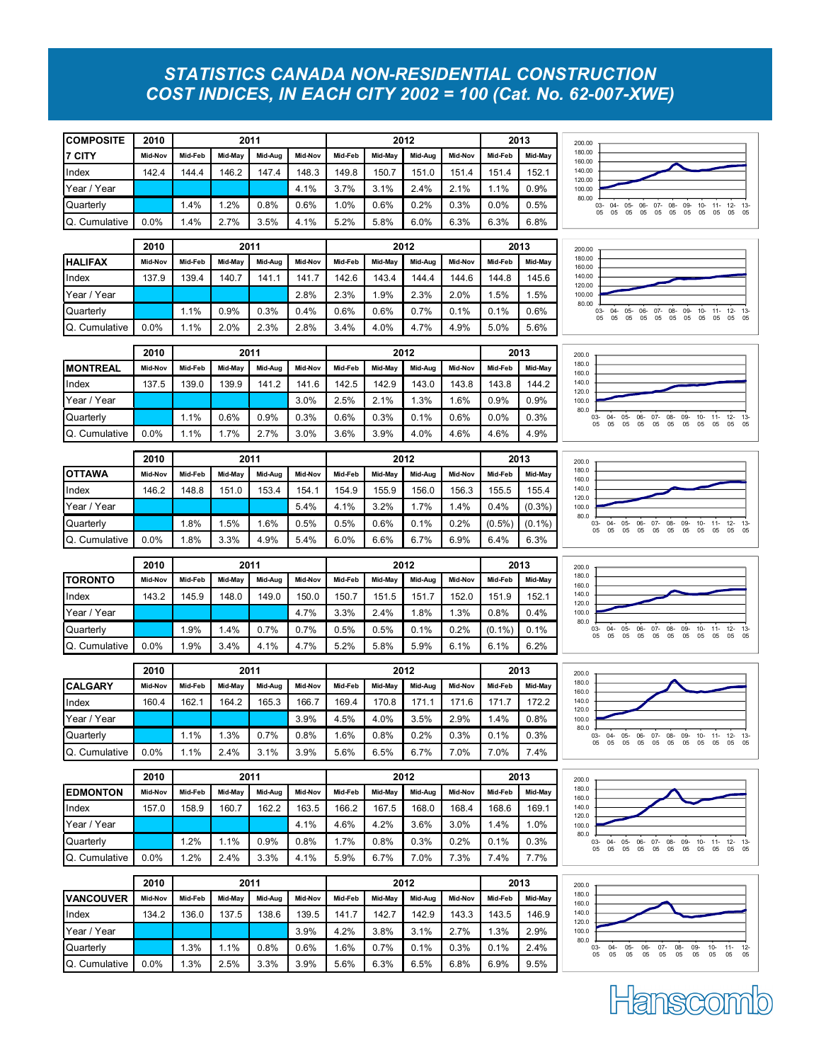# STATISTICS CANADA NON-RESIDENTIAL CONSTRUCTION COST INDICES, IN EACH CITY 2002 = 100 (Cat. No. 62-007-XWE)

| COMPOSITE | 2010 | 2011 | | | | 2012 | | | | 2013 | |
|---|---|---|---|---|---|---|---|---|---|---|---|
| 7 CITY | Mid-Nov | Mid-Feb | Mid-May | Mid-Aug | Mid-Nov | Mid-Feb | Mid-May | Mid-Aug | Mid-Nov | Mid-Feb | Mid-May |
| Index | 142.4 | 144.4 | 146.2 | 147.4 | 148.3 | 149.8 | 150.7 | 151.0 | 151.4 | 151.4 | 152.1 |
| Year / Year | | | | | 4.1% | 3.7% | 3.1% | 2.4% | 2.1% | 1.1% | 0.9% |
| Quarterly | | 1.4% | 1.2% | 0.8% | 0.6% | 1.0% | 0.6% | 0.2% | 0.3% | 0.0% | 0.5% |
| Q. Cumulative | 0.0% | 1.4% | 2.7% | 3.5% | 4.1% | 5.2% | 5.8% | 6.0% | 6.3% | 6.3% | 6.8% |

200.00
180.00
160.00
140.00
120.00
100.00
80.00
03-05 04-05 05-05 06-05 07-05 08-05 09-05 10-05 11-05 12-05 13-05

| | 2010 | 2011 | | | | 2012 | | | | 2013 | |
|---|---|---|---|---|---|---|---|---|---|---|---|
| HALIFAX | Mid-Nov | Mid-Feb | Mid-May | Mid-Aug | Mid-Nov | Mid-Feb | Mid-May | Mid-Aug | Mid-Nov | Mid-Feb | Mid-May |
| Index | 137.9 | 139.4 | 140.7 | 141.1 | 141.7 | 142.6 | 143.4 | 144.4 | 144.6 | 144.8 | 145.6 |
| Year / Year | | | | | 2.8% | 2.3% | 1.9% | 2.3% | 2.0% | 1.5% | 1.5% |
| Quarterly | | 1.1% | 0.9% | 0.3% | 0.4% | 0.6% | 0.6% | 0.7% | 0.1% | 0.1% | 0.6% |
| Q. Cumulative | 0.0% | 1.1% | 2.0% | 2.3% | 2.8% | 3.4% | 4.0% | 4.7% | 4.9% | 5.0% | 5.6% |

200.00
180.00
160.00
140.00
120.00
100.00
80.00
03-05 04-05 05-05 06-05 07-05 08-05 09-05 10-05 11-05 12-05 13-05

| | 2010 | 2011 | | | | 2012 | | | | 2013 | |
|---|---|---|---|---|---|---|---|---|---|---|---|
| MONTREAL | Mid-Nov | Mid-Feb | Mid-May | Mid-Aug | Mid-Nov | Mid-Feb | Mid-May | Mid-Aug | Mid-Nov | Mid-Feb | Mid-May |
| Index | 137.5 | 139.0 | 139.9 | 141.2 | 141.6 | 142.5 | 142.9 | 143.0 | 143.8 | 143.8 | 144.2 |
| Year / Year | | | | | 3.0% | 2.5% | 2.1% | 1.3% | 1.6% | 0.9% | 0.9% |
| Quarterly | | 1.1% | 0.6% | 0.9% | 0.3% | 0.6% | 0.3% | 0.1% | 0.6% | 0.0% | 0.3% |
| Q. Cumulative | 0.0% | 1.1% | 1.7% | 2.7% | 3.0% | 3.6% | 3.9% | 4.0% | 4.6% | 4.6% | 4.9% |

200.0
180.0
160.0
140.0
120.0
100.0
80.0
03-05 04-05 05-05 06-05 07-05 08-05 09-05 10-05 11-05 12-05 13-05

| | 2010 | 2011 | | | | 2012 | | | | 2013 | |
|---|---|---|---|---|---|---|---|---|---|---|---|
| OTTAWA | Mid-Nov | Mid-Feb | Mid-May | Mid-Aug | Mid-Nov | Mid-Feb | Mid-May | Mid-Aug | Mid-Nov | Mid-Feb | Mid-May |
| Index | 146.2 | 148.8 | 151.0 | 153.4 | 154.1 | 154.9 | 155.9 | 156.0 | 156.3 | 155.5 | 155.4 |
| Year / Year | | | | | 5.4% | 4.1% | 3.2% | 1.7% | 1.4% | 0.4% | (0.3%) |
| Quarterly | | 1.8% | 1.5% | 1.6% | 0.5% | 0.5% | 0.6% | 0.1% | 0.2% | (0.5%) | (0.1%) |
| Q. Cumulative | 0.0% | 1.8% | 3.3% | 4.9% | 5.4% | 6.0% | 6.6% | 6.7% | 6.9% | 6.4% | 6.3% |

200.0
180.0
160.0
140.0
120.0
100.0
80.0
03-05 04-05 05-05 06-05 07-05 08-05 09-05 10-05 11-05 12-05 13-05

| | 2010 | 2011 | | | | 2012 | | | | 2013 | |
|---|---|---|---|---|---|---|---|---|---|---|---|
| TORONTO | Mid-Nov | Mid-Feb | Mid-May | Mid-Aug | Mid-Nov | Mid-Feb | Mid-May | Mid-Aug | Mid-Nov | Mid-Feb | Mid-May |
| Index | 143.2 | 145.9 | 148.0 | 149.0 | 150.0 | 150.7 | 151.5 | 151.7 | 152.0 | 151.9 | 152.1 |
| Year / Year | | | | | 4.7% | 3.3% | 2.4% | 1.8% | 1.3% | 0.8% | 0.4% |
| Quarterly | | 1.9% | 1.4% | 0.7% | 0.7% | 0.5% | 0.5% | 0.1% | 0.2% | (0.1%) | 0.1% |
| Q. Cumulative | 0.0% | 1.9% | 3.4% | 4.1% | 4.7% | 5.2% | 5.8% | 5.9% | 6.1% | 6.1% | 6.2% |

200.0
180.0
160.0
140.0
120.0
100.0
80.0
03-05 04-05 05-05 06-05 07-05 08-05 09-05 10-05 11-05 12-05 13-05

| | 2010 | 2011 | | | | 2012 | | | | 2013 | |
|---|---|---|---|---|---|---|---|---|---|---|---|
| CALGARY | Mid-Nov | Mid-Feb | Mid-May | Mid-Aug | Mid-Nov | Mid-Feb | Mid-May | Mid-Aug | Mid-Nov | Mid-Feb | Mid-May |
| Index | 160.4 | 162.1 | 164.2 | 165.3 | 166.7 | 169.4 | 170.8 | 171.1 | 171.6 | 171.7 | 172.2 |
| Year / Year | | | | | 3.9% | 4.5% | 4.0% | 3.5% | 2.9% | 1.4% | 0.8% |
| Quarterly | | 1.1% | 1.3% | 0.7% | 0.8% | 1.6% | 0.8% | 0.2% | 0.3% | 0.1% | 0.3% |
| Q. Cumulative | 0.0% | 1.1% | 2.4% | 3.1% | 3.9% | 5.6% | 6.5% | 6.7% | 7.0% | 7.0% | 7.4% |

200.0
180.0
160.0
140.0
120.0
100.0
80.0
03-05 04-05 05-05 06-05 07-05 08-05 09-05 10-05 11-05 12-05 13-05

| | 2010 | 2011 | | | | 2012 | | | | 2013 | |
|---|---|---|---|---|---|---|---|---|---|---|---|
| EDMONTON | Mid-Nov | Mid-Feb | Mid-May | Mid-Aug | Mid-Nov | Mid-Feb | Mid-May | Mid-Aug | Mid-Nov | Mid-Feb | Mid-May |
| Index | 157.0 | 158.9 | 160.7 | 162.2 | 163.5 | 166.2 | 167.5 | 168.0 | 168.4 | 168.6 | 169.1 |
| Year / Year | | | | | 4.1% | 4.6% | 4.2% | 3.6% | 3.0% | 1.4% | 1.0% |
| Quarterly | | 1.2% | 1.1% | 0.9% | 0.8% | 1.7% | 0.8% | 0.3% | 0.2% | 0.1% | 0.3% |
| Q. Cumulative | 0.0% | 1.2% | 2.4% | 3.3% | 4.1% | 5.9% | 6.7% | 7.0% | 7.3% | 7.4% | 7.7% |

200.0
180.0
160.0
140.0
120.0
100.0
80.0
03-05 04-05 05-05 06-05 07-05 08-05 09-05 10-05 11-05 12-05 13-05

| | 2010 | 2011 | | | | 2012 | | | | 2013 | |
|---|---|---|---|---|---|---|---|---|---|---|---|
| VANCOUVER | Mid-Nov | Mid-Feb | Mid-May | Mid-Aug | Mid-Nov | Mid-Feb | Mid-May | Mid-Aug | Mid-Nov | Mid-Feb | Mid-May |
| Index | 134.2 | 136.0 | 137.5 | 138.6 | 139.5 | 141.7 | 142.7 | 142.9 | 143.3 | 143.5 | 146.9 |
| Year / Year | | | | | 3.9% | 4.2% | 3.8% | 3.1% | 2.7% | 1.3% | 2.9% |
| Quarterly | | 1.3% | 1.1% | 0.8% | 0.6% | 1.6% | 0.7% | 0.1% | 0.3% | 0.1% | 2.4% |
| Q. Cumulative | 0.0% | 1.3% | 2.5% | 3.3% | 3.9% | 5.6% | 6.3% | 6.5% | 6.8% | 6.9% | 9.5% |

200.0
180.0
160.0
140.0
120.0
100.0
80.0
03-05 04-05 05-05 06-05 07-05 08-05 09-05 10-05 11-05 12-05

Hanscomb